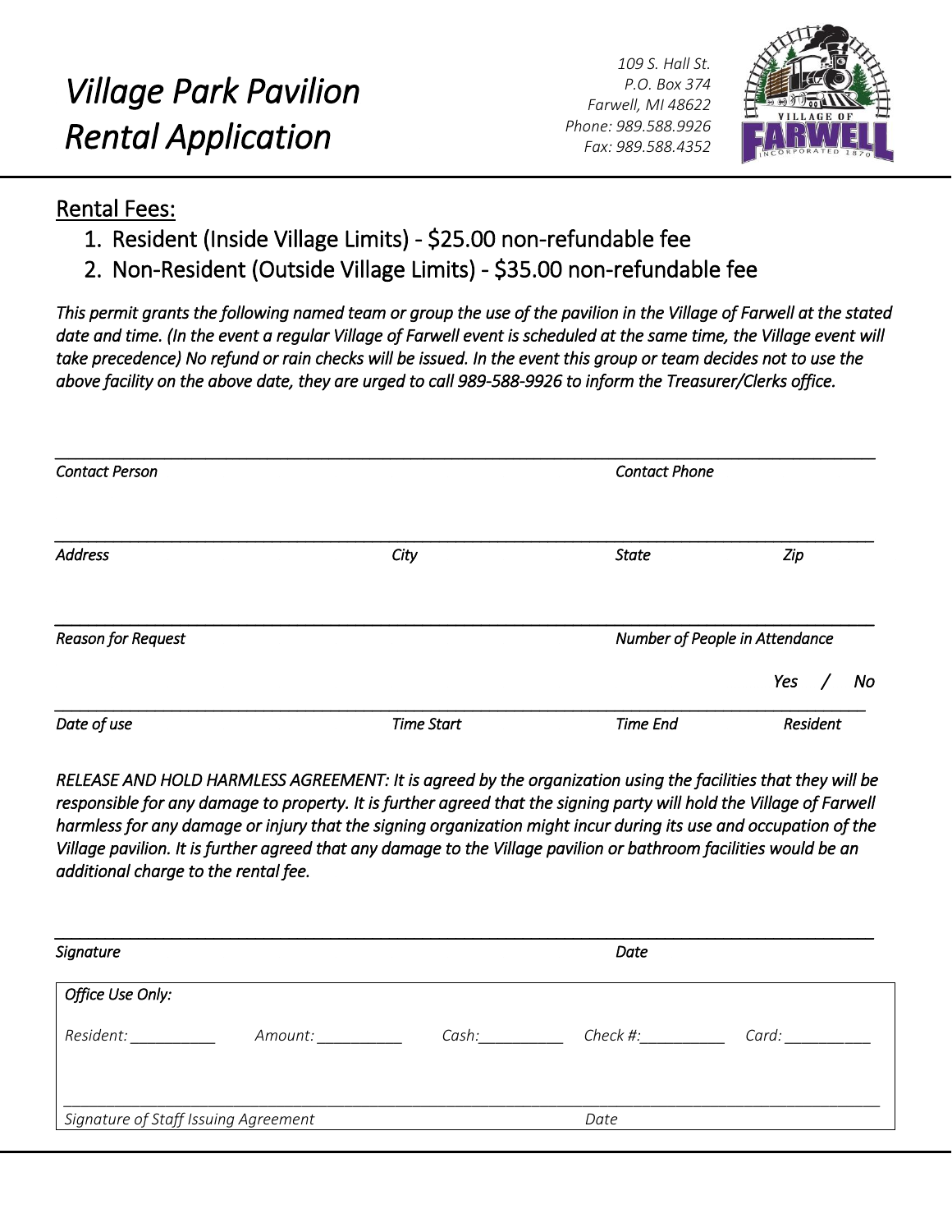# *Village Park Pavilion Rental Application*

*109 S. Hall St.*
*P.O. Box 374*
*Farwell, MI 48622*
*Phone: 989.588.9926*
*Fax: 989.588.4352*

## Rental Fees:

1. Resident (Inside Village Limits) - $25.00 non-refundable fee
2. Non-Resident (Outside Village Limits) - $35.00 non-refundable fee

*This permit grants the following named team or group the use of the pavilion in the Village of Farwell at the stated date and time. (In the event a regular Village of Farwell event is scheduled at the same time, the Village event will take precedence) No refund or rain checks will be issued. In the event this group or team decides not to use the above facility on the above date, they are urged to call 989-588-9926 to inform the Treasurer/Clerks office.*

___________________________________________________________________________

*Contact Person* *Contact Phone*

___________________________________________________________________________

*Address* *City* *State* *Zip*

___________________________________________________________________________

*Reason for Request* *Number of People in Attendance*

*Yes / No*

___________________________________________________________________________

*Date of use* *Time Start* *Time End* *Resident*

*RELEASE AND HOLD HARMLESS AGREEMENT: It is agreed by the organization using the facilities that they will be responsible for any damage to property. It is further agreed that the signing party will hold the Village of Farwell harmless for any damage or injury that the signing organization might incur during its use and occupation of the Village pavilion. It is further agreed that any damage to the Village pavilion or bathroom facilities would be an additional charge to the rental fee.*

___________________________________________________________________________

*Signature* *Date*

*Office Use Only:*

*Resident:* __________ *Amount:* __________ *Cash:*__________ *Check #:*__________ *Card:* __________

___________________________________________________________________________

*Signature of Staff Issuing Agreement* *Date*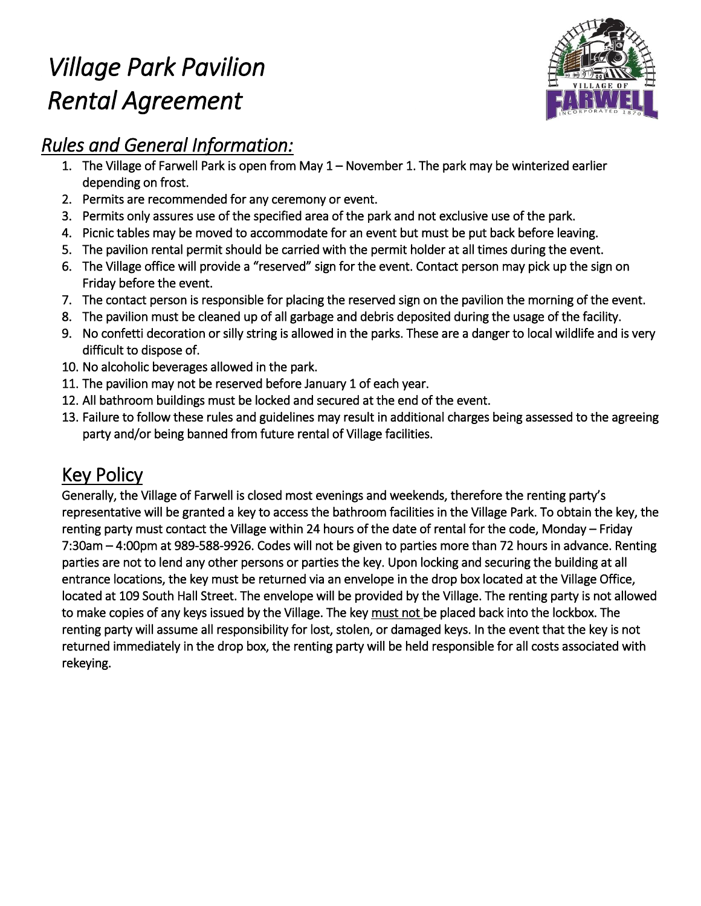# *Village Park Pavilion Rental Agreement*

## *Rules and General Information:*

1. The Village of Farwell Park is open from May 1 – November 1. The park may be winterized earlier depending on frost.
2. Permits are recommended for any ceremony or event.
3. Permits only assures use of the specified area of the park and not exclusive use of the park.
4. Picnic tables may be moved to accommodate for an event but must be put back before leaving.
5. The pavilion rental permit should be carried with the permit holder at all times during the event.
6. The Village office will provide a "reserved" sign for the event. Contact person may pick up the sign on Friday before the event.
7. The contact person is responsible for placing the reserved sign on the pavilion the morning of the event.
8. The pavilion must be cleaned up of all garbage and debris deposited during the usage of the facility.
9. No confetti decoration or silly string is allowed in the parks. These are a danger to local wildlife and is very difficult to dispose of.
10. No alcoholic beverages allowed in the park.
11. The pavilion may not be reserved before January 1 of each year.
12. All bathroom buildings must be locked and secured at the end of the event.
13. Failure to follow these rules and guidelines may result in additional charges being assessed to the agreeing party and/or being banned from future rental of Village facilities.

## Key Policy

Generally, the Village of Farwell is closed most evenings and weekends, therefore the renting party's representative will be granted a key to access the bathroom facilities in the Village Park. To obtain the key, the renting party must contact the Village within 24 hours of the date of rental for the code, Monday – Friday 7:30am – 4:00pm at 989-588-9926. Codes will not be given to parties more than 72 hours in advance. Renting parties are not to lend any other persons or parties the key. Upon locking and securing the building at all entrance locations, the key must be returned via an envelope in the drop box located at the Village Office, located at 109 South Hall Street. The envelope will be provided by the Village. The renting party is not allowed to make copies of any keys issued by the Village. The key must not be placed back into the lockbox. The renting party will assume all responsibility for lost, stolen, or damaged keys. In the event that the key is not returned immediately in the drop box, the renting party will be held responsible for all costs associated with rekeying.